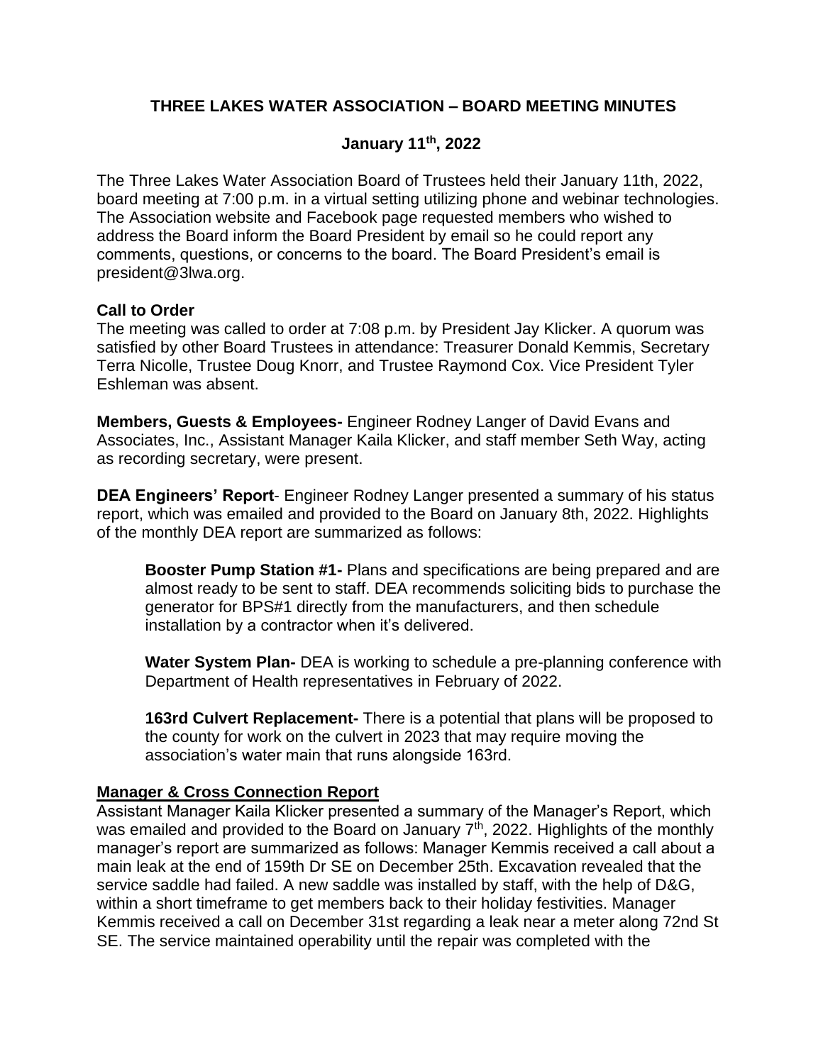# THREE LAKES WATER ASSOCIATION – BOARD MEETING MINUTES

## January 11th, 2022

The Three Lakes Water Association Board of Trustees held their January 11th, 2022, board meeting at 7:00 p.m. in a virtual setting utilizing phone and webinar technologies. The Association website and Facebook page requested members who wished to address the Board inform the Board President by email so he could report any comments, questions, or concerns to the board. The Board President's email is president@3lwa.org.

**Call to Order**
The meeting was called to order at 7:08 p.m. by President Jay Klicker. A quorum was satisfied by other Board Trustees in attendance: Treasurer Donald Kemmis, Secretary Terra Nicolle, Trustee Doug Knorr, and Trustee Raymond Cox. Vice President Tyler Eshleman was absent.

**Members, Guests & Employees-** Engineer Rodney Langer of David Evans and Associates, Inc., Assistant Manager Kaila Klicker, and staff member Seth Way, acting as recording secretary, were present.

**DEA Engineers' Report**- Engineer Rodney Langer presented a summary of his status report, which was emailed and provided to the Board on January 8th, 2022. Highlights of the monthly DEA report are summarized as follows:

> **Booster Pump Station #1-** Plans and specifications are being prepared and are almost ready to be sent to staff. DEA recommends soliciting bids to purchase the generator for BPS#1 directly from the manufacturers, and then schedule installation by a contractor when it's delivered.
>
> **Water System Plan-** DEA is working to schedule a pre-planning conference with Department of Health representatives in February of 2022.
>
> **163rd Culvert Replacement-** There is a potential that plans will be proposed to the county for work on the culvert in 2023 that may require moving the association's water main that runs alongside 163rd.

**Manager & Cross Connection Report**
Assistant Manager Kaila Klicker presented a summary of the Manager's Report, which was emailed and provided to the Board on January 7th, 2022. Highlights of the monthly manager's report are summarized as follows: Manager Kemmis received a call about a main leak at the end of 159th Dr SE on December 25th. Excavation revealed that the service saddle had failed. A new saddle was installed by staff, with the help of D&G, within a short timeframe to get members back to their holiday festivities. Manager Kemmis received a call on December 31st regarding a leak near a meter along 72nd St SE. The service maintained operability until the repair was completed with the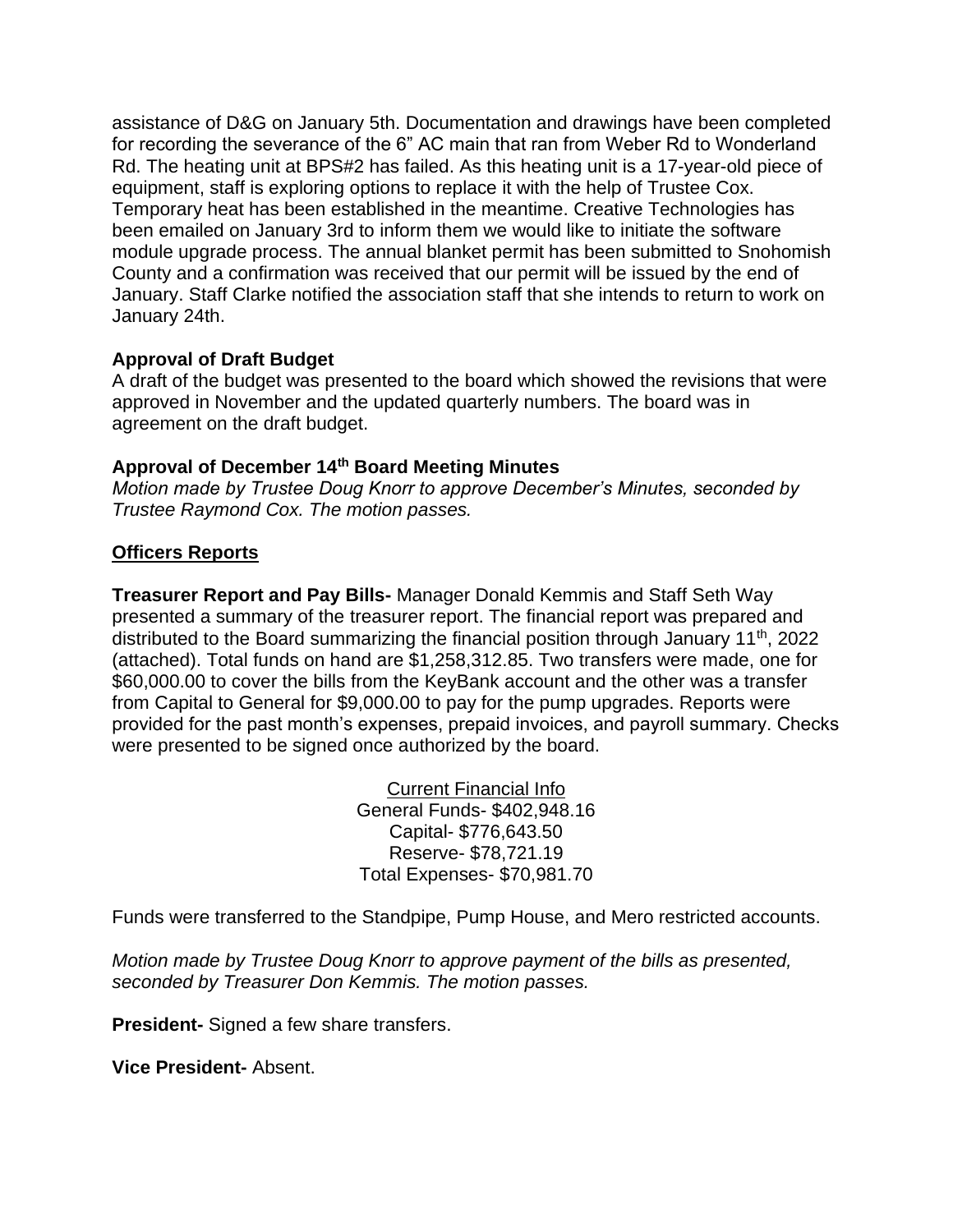assistance of D&G on January 5th. Documentation and drawings have been completed for recording the severance of the 6" AC main that ran from Weber Rd to Wonderland Rd. The heating unit at BPS#2 has failed. As this heating unit is a 17-year-old piece of equipment, staff is exploring options to replace it with the help of Trustee Cox. Temporary heat has been established in the meantime. Creative Technologies has been emailed on January 3rd to inform them we would like to initiate the software module upgrade process. The annual blanket permit has been submitted to Snohomish County and a confirmation was received that our permit will be issued by the end of January. Staff Clarke notified the association staff that she intends to return to work on January 24th.

**Approval of Draft Budget**
A draft of the budget was presented to the board which showed the revisions that were approved in November and the updated quarterly numbers. The board was in agreement on the draft budget.

**Approval of December 14th Board Meeting Minutes**
*Motion made by Trustee Doug Knorr to approve December's Minutes, seconded by Trustee Raymond Cox. The motion passes.*

**Officers Reports**

**Treasurer Report and Pay Bills-** Manager Donald Kemmis and Staff Seth Way presented a summary of the treasurer report. The financial report was prepared and distributed to the Board summarizing the financial position through January 11th, 2022 (attached). Total funds on hand are $1,258,312.85. Two transfers were made, one for $60,000.00 to cover the bills from the KeyBank account and the other was a transfer from Capital to General for $9,000.00 to pay for the pump upgrades. Reports were provided for the past month's expenses, prepaid invoices, and payroll summary. Checks were presented to be signed once authorized by the board.

Current Financial Info
General Funds- $402,948.16
Capital- $776,643.50
Reserve- $78,721.19
Total Expenses- $70,981.70

Funds were transferred to the Standpipe, Pump House, and Mero restricted accounts.

*Motion made by Trustee Doug Knorr to approve payment of the bills as presented, seconded by Treasurer Don Kemmis. The motion passes.*

**President-** Signed a few share transfers.

**Vice President-** Absent.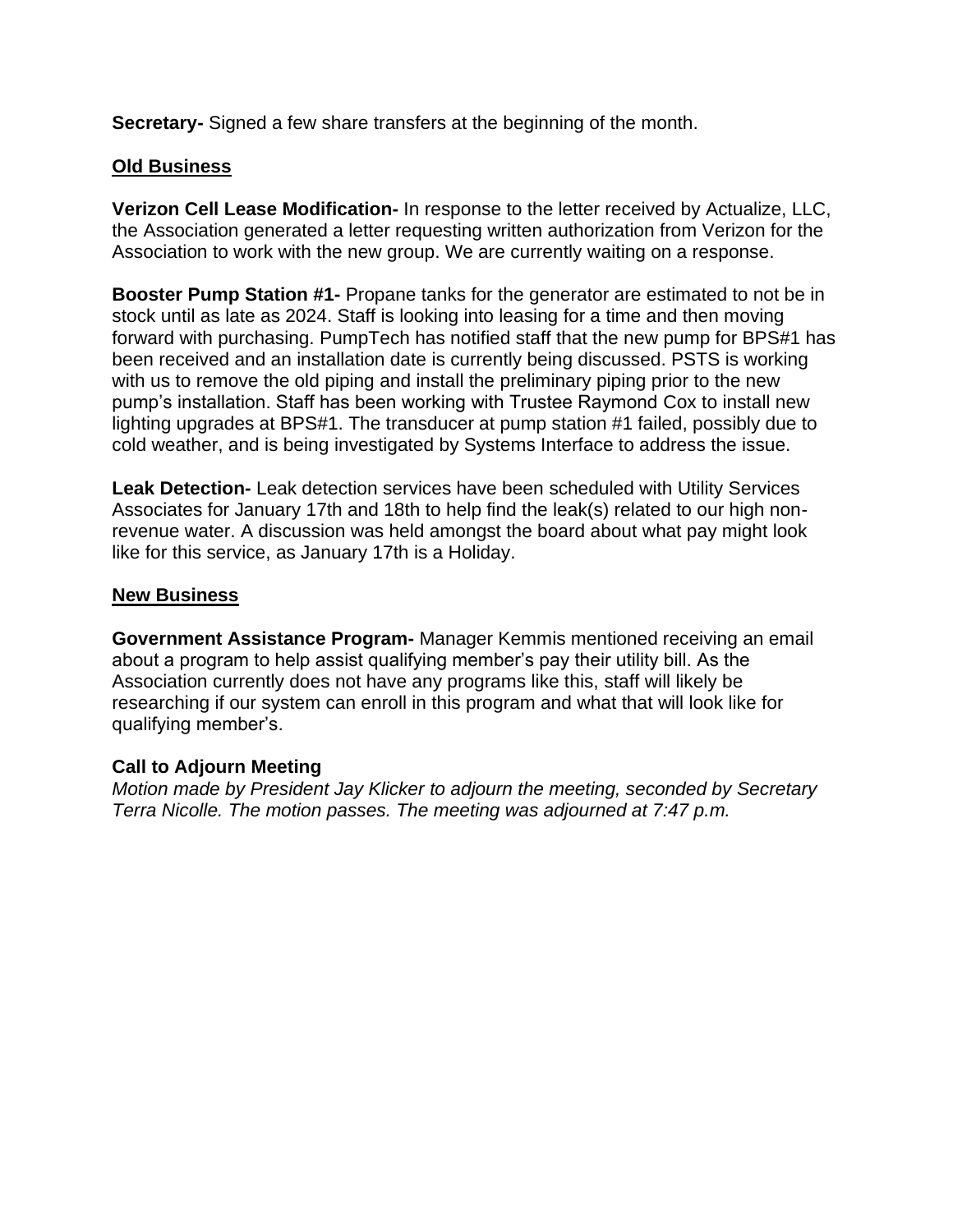**Secretary-** Signed a few share transfers at the beginning of the month.

## Old Business

**Verizon Cell Lease Modification-** In response to the letter received by Actualize, LLC, the Association generated a letter requesting written authorization from Verizon for the Association to work with the new group. We are currently waiting on a response.

**Booster Pump Station #1-** Propane tanks for the generator are estimated to not be in stock until as late as 2024. Staff is looking into leasing for a time and then moving forward with purchasing. PumpTech has notified staff that the new pump for BPS#1 has been received and an installation date is currently being discussed. PSTS is working with us to remove the old piping and install the preliminary piping prior to the new pump's installation. Staff has been working with Trustee Raymond Cox to install new lighting upgrades at BPS#1. The transducer at pump station #1 failed, possibly due to cold weather, and is being investigated by Systems Interface to address the issue.

**Leak Detection-** Leak detection services have been scheduled with Utility Services Associates for January 17th and 18th to help find the leak(s) related to our high non-revenue water. A discussion was held amongst the board about what pay might look like for this service, as January 17th is a Holiday.

## New Business

**Government Assistance Program-** Manager Kemmis mentioned receiving an email about a program to help assist qualifying member's pay their utility bill. As the Association currently does not have any programs like this, staff will likely be researching if our system can enroll in this program and what that will look like for qualifying member's.

**Call to Adjourn Meeting**

*Motion made by President Jay Klicker to adjourn the meeting, seconded by Secretary Terra Nicolle. The motion passes. The meeting was adjourned at 7:47 p.m.*